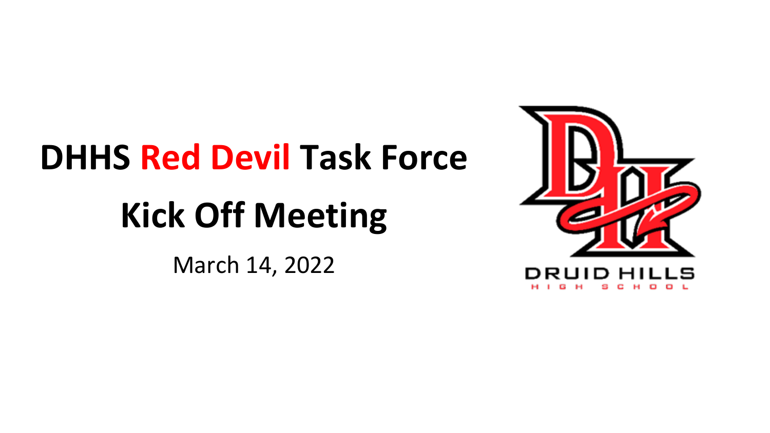# DHHS Red Devil Task Force

# Kick Off Meeting

March 14, 2022

DRUID HILLS

HIGH SCHOOL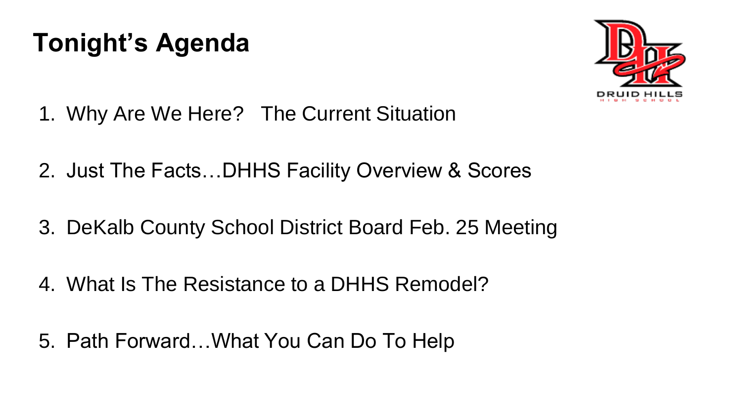# Tonight's Agenda

1. Why Are We Here? The Current Situation
2. Just The Facts…DHHS Facility Overview & Scores
3. DeKalb County School District Board Feb. 25 Meeting
4. What Is The Resistance to a DHHS Remodel?
5. Path Forward…What You Can Do To Help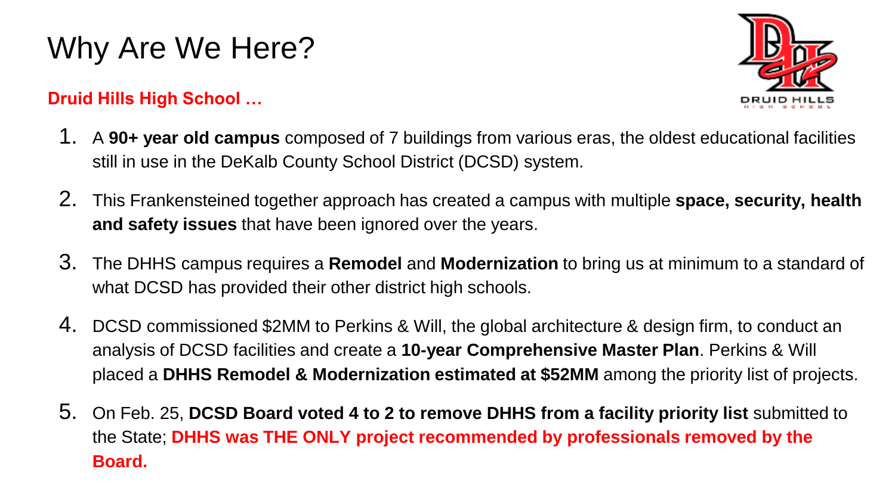# Why Are We Here?

**Druid Hills High School …**

1. A **90+ year old campus** composed of 7 buildings from various eras, the oldest educational facilities still in use in the DeKalb County School District (DCSD) system.
2. This Frankensteined together approach has created a campus with multiple **space, security, health and safety issues** that have been ignored over the years.
3. The DHHS campus requires a **Remodel** and **Modernization** to bring us at minimum to a standard of what DCSD has provided their other district high schools.
4. DCSD commissioned $2MM to Perkins & Will, the global architecture & design firm, to conduct an analysis of DCSD facilities and create a **10-year Comprehensive Master Plan**. Perkins & Will placed a **DHHS Remodel & Modernization estimated at $52MM** among the priority list of projects.
5. On Feb. 25, **DCSD Board voted 4 to 2 to remove DHHS from a facility priority list** submitted to the State; **DHHS was THE ONLY project recommended by professionals removed by the Board.**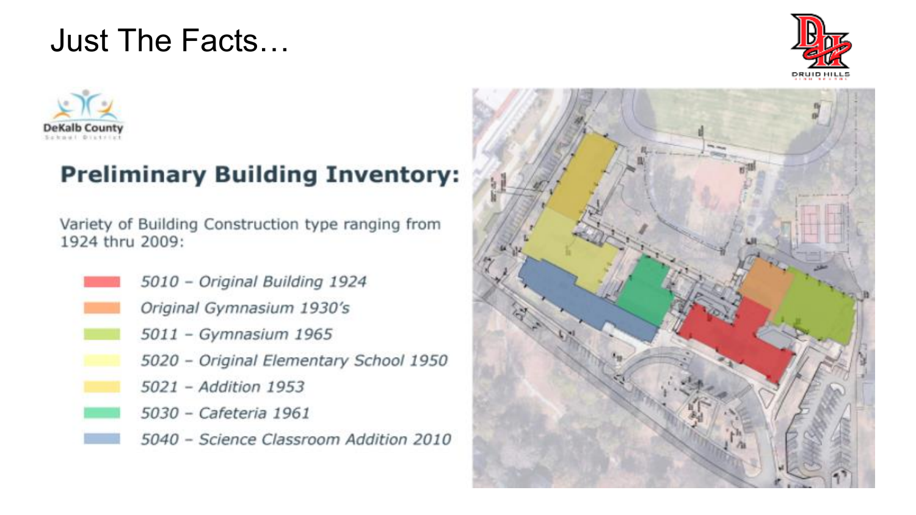# Just The Facts…

DeKalb County School District

## Preliminary Building Inventory:

Variety of Building Construction type ranging from 1924 thru 2009:

- *5010 – Original Building 1924*
- *Original Gymnasium 1930's*
- *5011 – Gymnasium 1965*
- *5020 – Original Elementary School 1950*
- *5021 – Addition 1953*
- *5030 – Cafeteria 1961*
- *5040 – Science Classroom Addition 2010*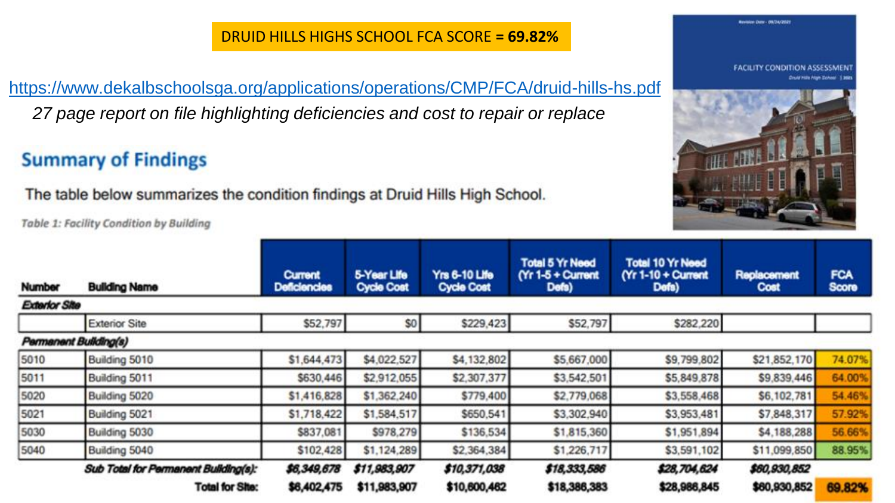DRUID HILLS HIGHS SCHOOL FCA SCORE = **69.82%**

https://www.dekalbschoolsga.org/applications/operations/CMP/FCA/druid-hills-hs.pdf

*27 page report on file highlighting deficiencies and cost to repair or replace*

## Summary of Findings

The table below summarizes the condition findings at Druid Hills High School.

*Table 1: Facility Condition by Building*

| Number | Building Name | Current Deficiencies | 5-Year Life Cycle Cost | Yrs 6-10 Life Cycle Cost | Total 5 Yr Need (Yr 1-5 + Current Defs) | Total 10 Yr Need (Yr 1-10 + Current Defs) | Replacement Cost | FCA Score |
|---|---|---|---|---|---|---|---|---|
| ***Exterior Site*** | | | | | | | | |
| | Exterior Site | $52,797 | $0 | $229,423 | $52,797 | $282,220 | | |
| ***Permanent Building(s)*** | | | | | | | | |
| 5010 | Building 5010 | $1,644,473 | $4,022,527 | $4,132,802 | $5,667,000 | $9,799,802 | $21,852,170 | 74.07% |
| 5011 | Building 5011 | $630,446 | $2,912,055 | $2,307,377 | $3,542,501 | $5,849,878 | $9,839,446 | 64.00% |
| 5020 | Building 5020 | $1,416,828 | $1,362,240 | $779,400 | $2,779,068 | $3,558,468 | $6,102,781 | 54.46% |
| 5021 | Building 5021 | $1,718,422 | $1,584,517 | $650,541 | $3,302,940 | $3,953,481 | $7,848,317 | 57.92% |
| 5030 | Building 5030 | $837,081 | $978,279 | $136,534 | $1,815,360 | $1,951,894 | $4,188,288 | 56.66% |
| 5040 | Building 5040 | $102,428 | $1,124,289 | $2,364,384 | $1,226,717 | $3,591,102 | $11,099,850 | 88.95% |
| | ***Sub Total for Permanent Building(s):*** | ***$6,349,678*** | ***$11,983,907*** | ***$10,371,038*** | ***$18,333,586*** | ***$28,704,624*** | ***$60,930,852*** | |
| | **Total for Site:** | **$6,402,475** | **$11,983,907** | **$10,600,462** | **$18,386,383** | **$28,986,845** | **$60,930,852** | **69.82%** |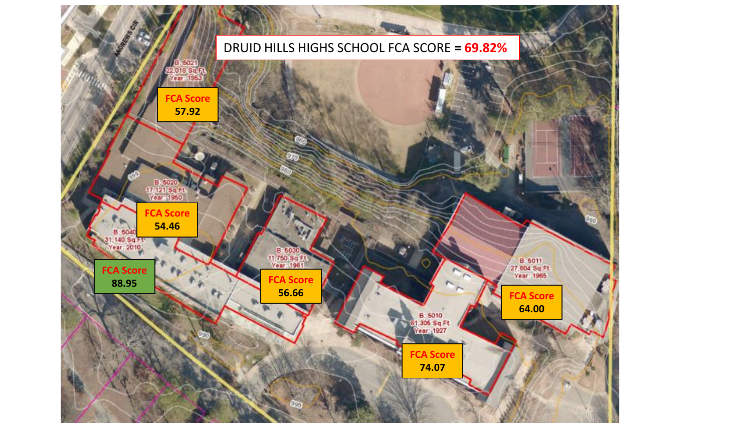DRUID HILLS HIGHS SCHOOL FCA SCORE = 69.82%

B: 5021
22,018 Sq.Ft.
Year: 1953

FCA Score
57.92

B: 5020
17,121 Sq.Ft.
Year: 1950

FCA Score
54.46

B: 5040
31,140 Sq.Ft.
Year: 2010

FCA Score
88.95

B: 5030
11,750 Sq.Ft.
Year: 1961

FCA Score
56.66

B: 5010
61,305 Sq.Ft.
Year: 1927

FCA Score
74.07

B: 5011
27,604 Sq.Ft.
Year: 1965

FCA Score
64.00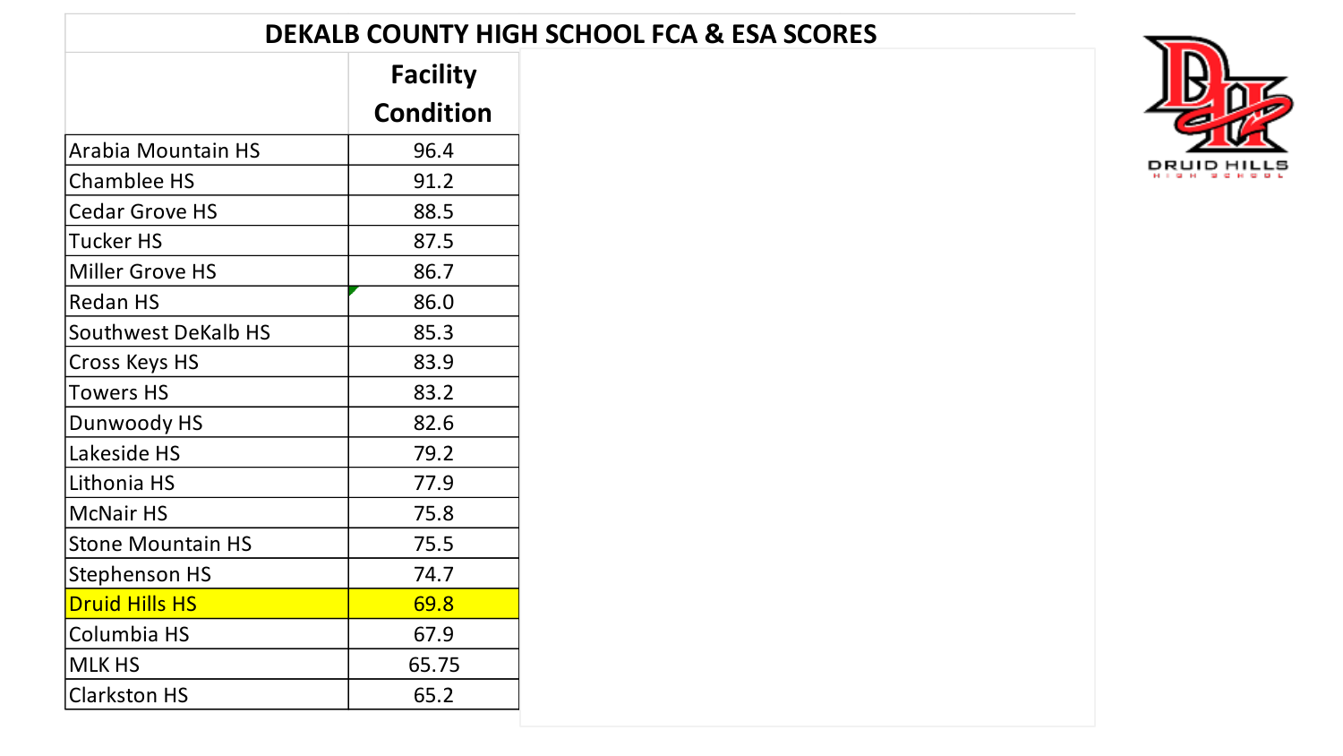# DEKALB COUNTY HIGH SCHOOL FCA & ESA SCORES

| | Facility Condition |
|---|---|
| Arabia Mountain HS | 96.4 |
| Chamblee HS | 91.2 |
| Cedar Grove HS | 88.5 |
| Tucker HS | 87.5 |
| Miller Grove HS | 86.7 |
| Redan HS | 86.0 |
| Southwest DeKalb HS | 85.3 |
| Cross Keys HS | 83.9 |
| Towers HS | 83.2 |
| Dunwoody HS | 82.6 |
| Lakeside HS | 79.2 |
| Lithonia HS | 77.9 |
| McNair HS | 75.8 |
| Stone Mountain HS | 75.5 |
| Stephenson HS | 74.7 |
| Druid Hills HS | 69.8 |
| Columbia HS | 67.9 |
| MLK HS | 65.75 |
| Clarkston HS | 65.2 |

DRUID HILLS HIGH SCHOOL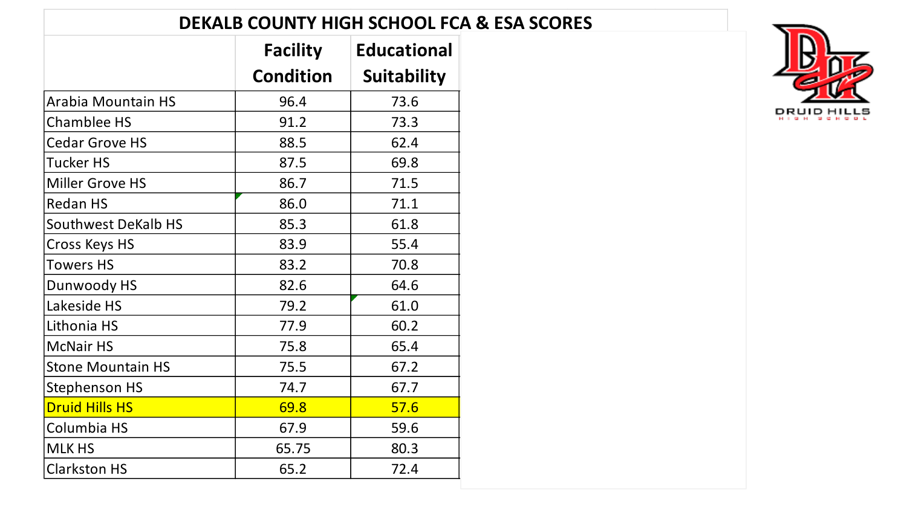## DEKALB COUNTY HIGH SCHOOL FCA & ESA SCORES

| | Facility Condition | Educational Suitability |
|---|---|---|
| Arabia Mountain HS | 96.4 | 73.6 |
| Chamblee HS | 91.2 | 73.3 |
| Cedar Grove HS | 88.5 | 62.4 |
| Tucker HS | 87.5 | 69.8 |
| Miller Grove HS | 86.7 | 71.5 |
| Redan HS | 86.0 | 71.1 |
| Southwest DeKalb HS | 85.3 | 61.8 |
| Cross Keys HS | 83.9 | 55.4 |
| Towers HS | 83.2 | 70.8 |
| Dunwoody HS | 82.6 | 64.6 |
| Lakeside HS | 79.2 | 61.0 |
| Lithonia HS | 77.9 | 60.2 |
| McNair HS | 75.8 | 65.4 |
| Stone Mountain HS | 75.5 | 67.2 |
| Stephenson HS | 74.7 | 67.7 |
| Druid Hills HS | 69.8 | 57.6 |
| Columbia HS | 67.9 | 59.6 |
| MLK HS | 65.75 | 80.3 |
| Clarkston HS | 65.2 | 72.4 |

DRUID HILLS HIGH SCHOOL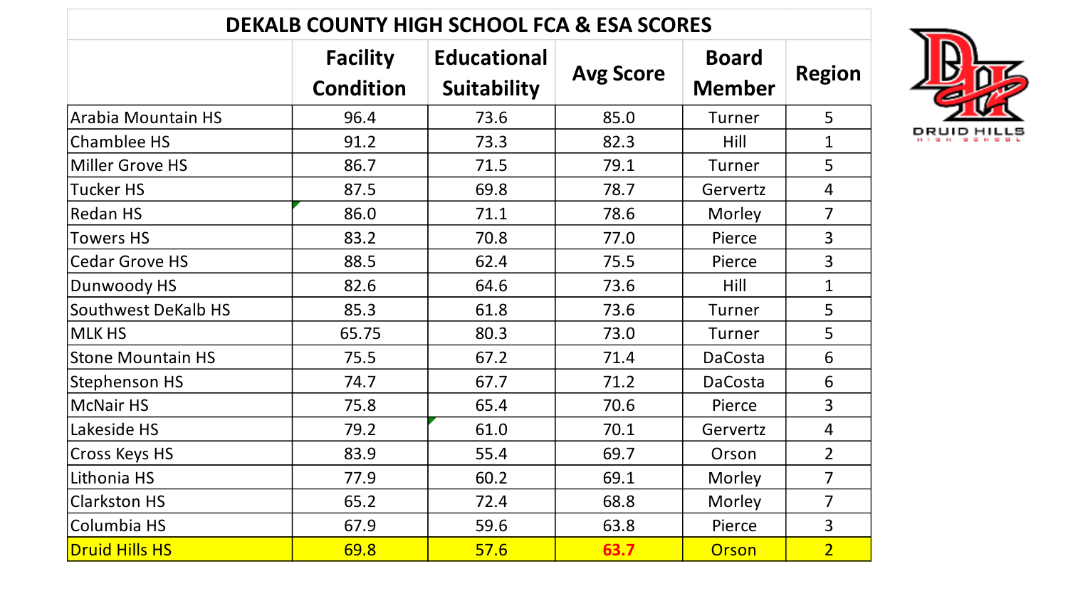| DEKALB COUNTY HIGH SCHOOL FCA & ESA SCORES | | | | | |
|---|---|---|---|---|---|
| | Facility Condition | Educational Suitability | Avg Score | Board Member | Region |
| Arabia Mountain HS | 96.4 | 73.6 | 85.0 | Turner | 5 |
| Chamblee HS | 91.2 | 73.3 | 82.3 | Hill | 1 |
| Miller Grove HS | 86.7 | 71.5 | 79.1 | Turner | 5 |
| Tucker HS | 87.5 | 69.8 | 78.7 | Gervertz | 4 |
| Redan HS | 86.0 | 71.1 | 78.6 | Morley | 7 |
| Towers HS | 83.2 | 70.8 | 77.0 | Pierce | 3 |
| Cedar Grove HS | 88.5 | 62.4 | 75.5 | Pierce | 3 |
| Dunwoody HS | 82.6 | 64.6 | 73.6 | Hill | 1 |
| Southwest DeKalb HS | 85.3 | 61.8 | 73.6 | Turner | 5 |
| MLK HS | 65.75 | 80.3 | 73.0 | Turner | 5 |
| Stone Mountain HS | 75.5 | 67.2 | 71.4 | DaCosta | 6 |
| Stephenson HS | 74.7 | 67.7 | 71.2 | DaCosta | 6 |
| McNair HS | 75.8 | 65.4 | 70.6 | Pierce | 3 |
| Lakeside HS | 79.2 | 61.0 | 70.1 | Gervertz | 4 |
| Cross Keys HS | 83.9 | 55.4 | 69.7 | Orson | 2 |
| Lithonia HS | 77.9 | 60.2 | 69.1 | Morley | 7 |
| Clarkston HS | 65.2 | 72.4 | 68.8 | Morley | 7 |
| Columbia HS | 67.9 | 59.6 | 63.8 | Pierce | 3 |
| Druid Hills HS | 69.8 | 57.6 | 63.7 | Orson | 2 |

DRUID HILLS HIGH SCHOOL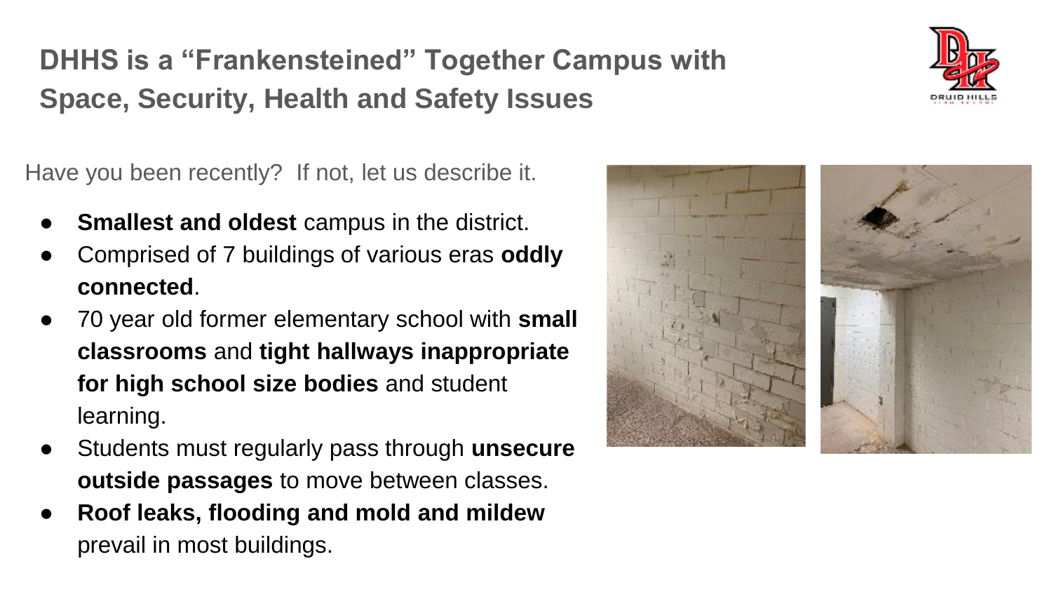## DHHS is a "Frankensteined" Together Campus with Space, Security, Health and Safety Issues

Have you been recently? If not, let us describe it.

- **Smallest and oldest** campus in the district.
- Comprised of 7 buildings of various eras **oddly connected**.
- 70 year old former elementary school with **small classrooms** and **tight hallways inappropriate for high school size bodies** and student learning.
- Students must regularly pass through **unsecure outside passages** to move between classes.
- **Roof leaks, flooding and mold and mildew** prevail in most buildings.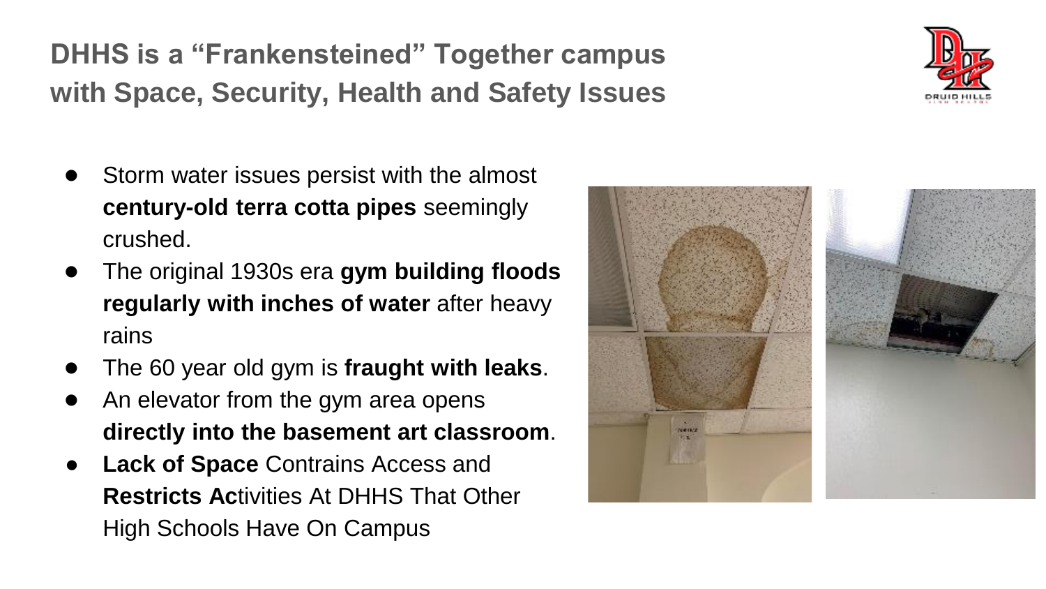## DHHS is a "Frankensteined" Together campus with Space, Security, Health and Safety Issues

- Storm water issues persist with the almost **century-old terra cotta pipes** seemingly crushed.
- The original 1930s era **gym building floods regularly with inches of water** after heavy rains
- The 60 year old gym is **fraught with leaks**.
- An elevator from the gym area opens **directly into the basement art classroom**.
- **Lack of Space** Contrains Access and **Restricts Ac**tivities At DHHS That Other High Schools Have On Campus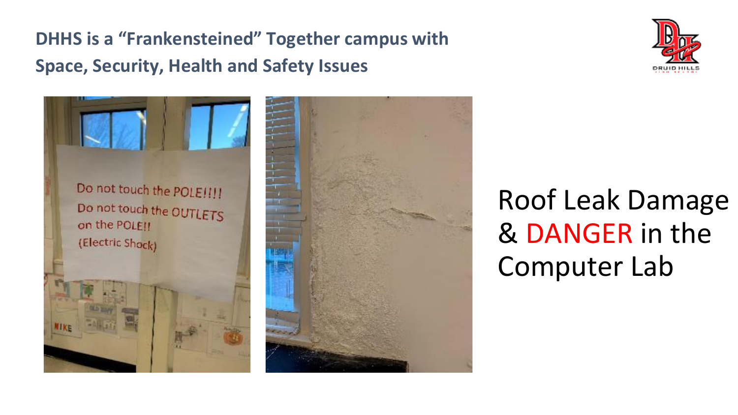## DHHS is a “Frankensteined” Together campus with Space, Security, Health and Safety Issues

Roof Leak Damage & DANGER in the Computer Lab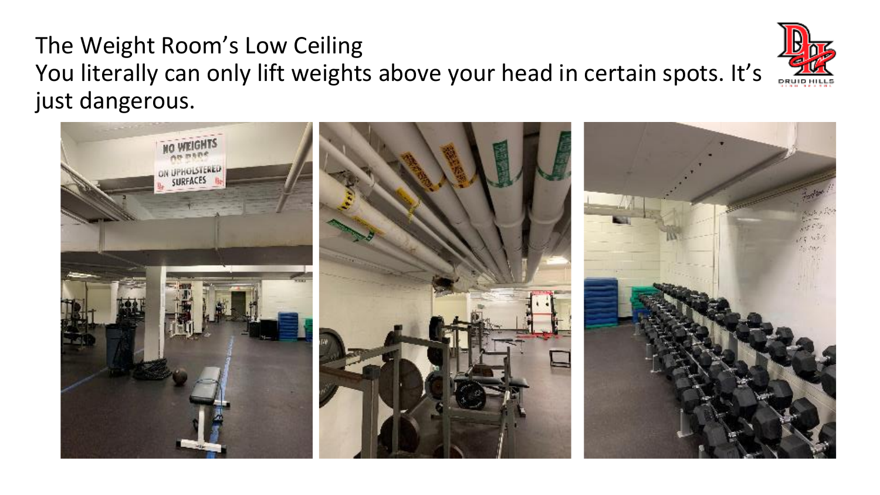# The Weight Room's Low Ceiling

You literally can only lift weights above your head in certain spots. It's just dangerous.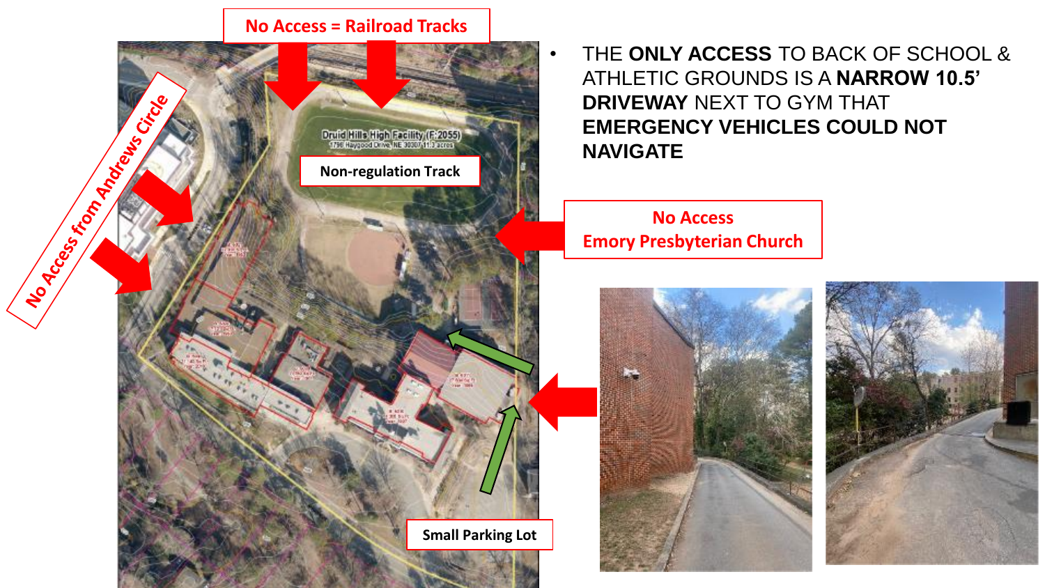- THE **ONLY ACCESS** TO BACK OF SCHOOL & ATHLETIC GROUNDS IS A **NARROW 10.5' DRIVEWAY** NEXT TO GYM THAT **EMERGENCY VEHICLES COULD NOT NAVIGATE**

No Access = Railroad Tracks

No Access from Andrews Circle

Druid Hills High Facility (F:2055)
1798 Haygood Drive, NE 30307 11.3 acres

Non-regulation Track

No Access
Emory Presbyterian Church

Small Parking Lot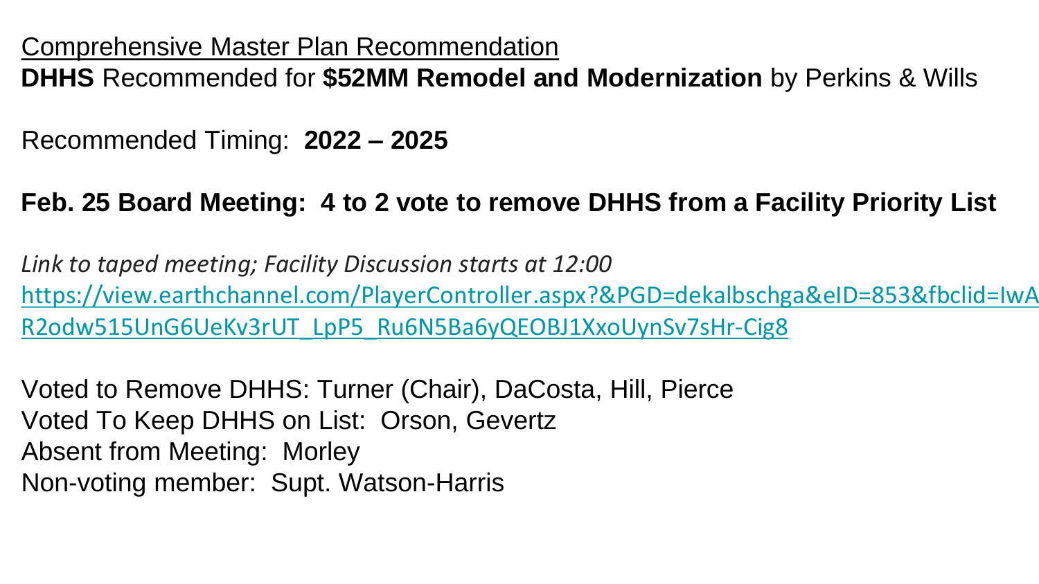<u>Comprehensive Master Plan Recommendation</u>
**DHHS** Recommended for **$52MM Remodel and Modernization** by Perkins & Wills

Recommended Timing: **2022 – 2025**

**Feb. 25 Board Meeting: 4 to 2 vote to remove DHHS from a Facility Priority List**

*Link to taped meeting; Facility Discussion starts at 12:00*
https://view.earthchannel.com/PlayerController.aspx?&PGD=dekalbschga&eID=853&fbclid=IwAR2odw515UnG6UeKv3rUT_LpP5_Ru6N5Ba6yQEOBJ1XxoUynSv7sHr-Cig8

Voted to Remove DHHS: Turner (Chair), DaCosta, Hill, Pierce
Voted To Keep DHHS on List: Orson, Gevertz
Absent from Meeting: Morley
Non-voting member: Supt. Watson-Harris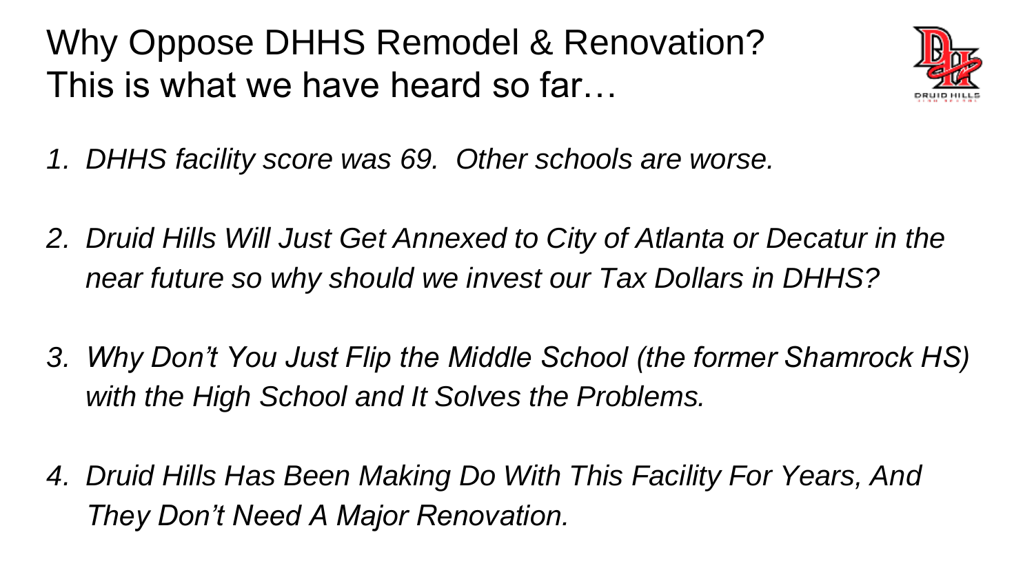# Why Oppose DHHS Remodel & Renovation? This is what we have heard so far…

1. *DHHS facility score was 69.  Other schools are worse.*

2. *Druid Hills Will Just Get Annexed to City of Atlanta or Decatur in the near future so why should we invest our Tax Dollars in DHHS?*

3. *Why Don't You Just Flip the Middle School (the former Shamrock HS) with the High School and It Solves the Problems.*

4. *Druid Hills Has Been Making Do With This Facility For Years, And They Don't Need A Major Renovation.*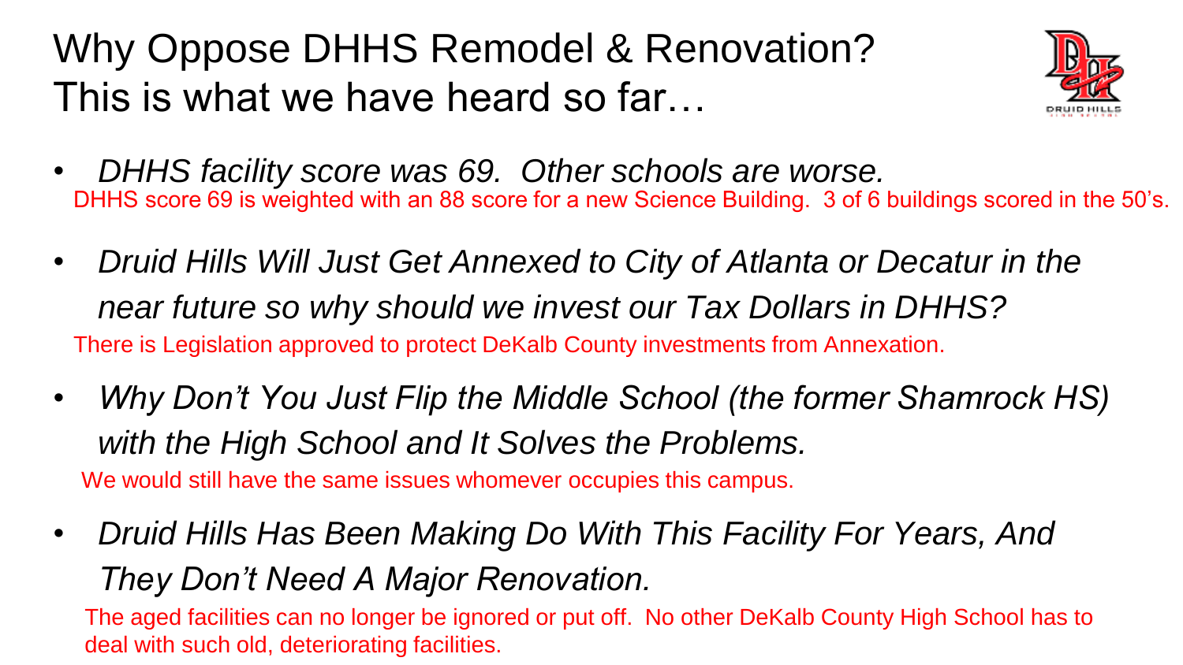# Why Oppose DHHS Remodel & Renovation? This is what we have heard so far…

- *DHHS facility score was 69. Other schools are worse.*
  DHHS score 69 is weighted with an 88 score for a new Science Building. 3 of 6 buildings scored in the 50's.
- *Druid Hills Will Just Get Annexed to City of Atlanta or Decatur in the near future so why should we invest our Tax Dollars in DHHS?*
  There is Legislation approved to protect DeKalb County investments from Annexation.
- *Why Don't You Just Flip the Middle School (the former Shamrock HS) with the High School and It Solves the Problems.*
  We would still have the same issues whomever occupies this campus.
- *Druid Hills Has Been Making Do With This Facility For Years, And They Don't Need A Major Renovation.*
  The aged facilities can no longer be ignored or put off. No other DeKalb County High School has to deal with such old, deteriorating facilities.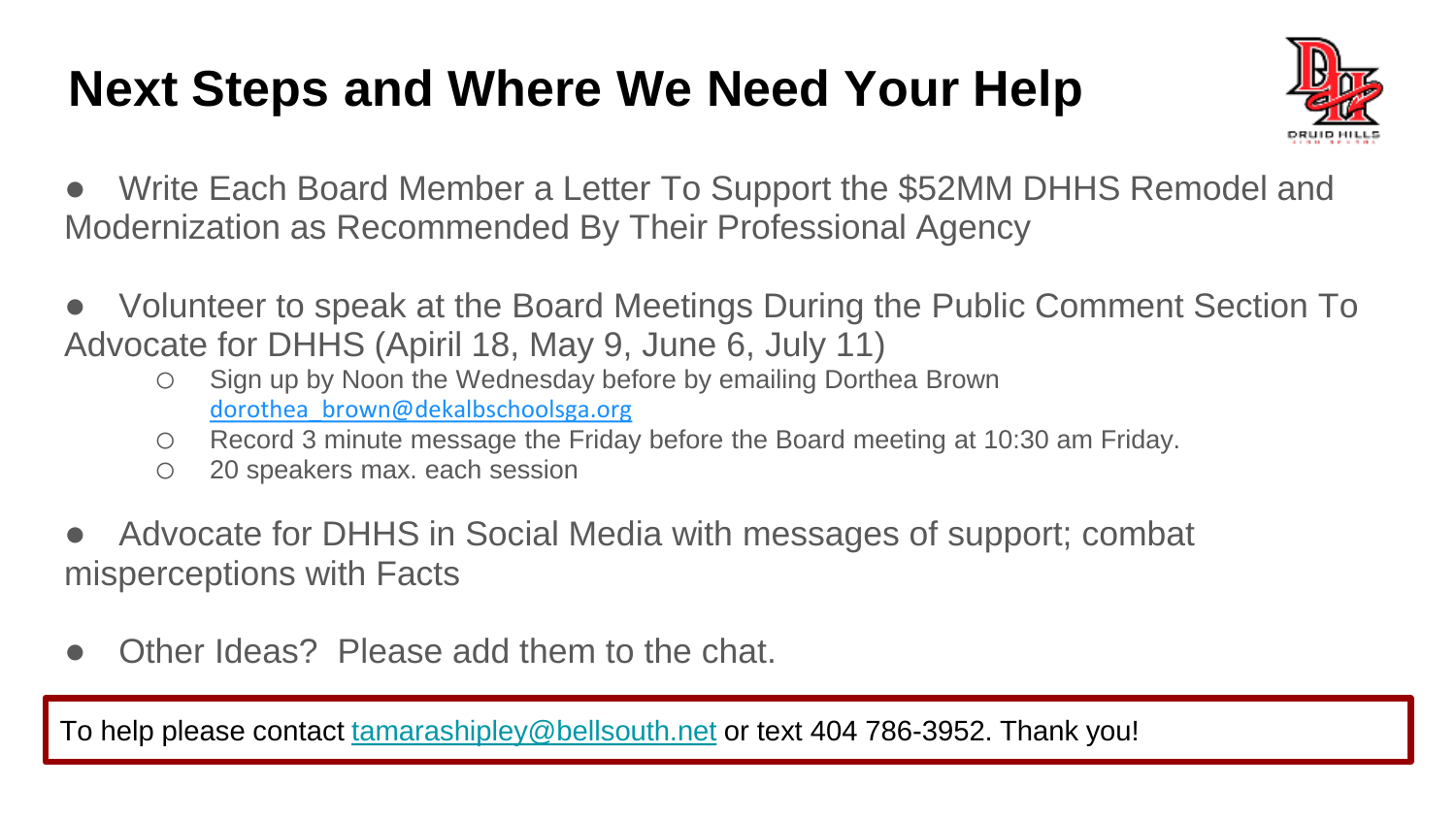# Next Steps and Where We Need Your Help

- Write Each Board Member a Letter To Support the $52MM DHHS Remodel and Modernization as Recommended By Their Professional Agency

- Volunteer to speak at the Board Meetings During the Public Comment Section To Advocate for DHHS (Apiril 18, May 9, June 6, July 11)
  - Sign up by Noon the Wednesday before by emailing Dorthea Brown dorothea_brown@dekalbschoolsga.org
  - Record 3 minute message the Friday before the Board meeting at 10:30 am Friday.
  - 20 speakers max. each session

- Advocate for DHHS in Social Media with messages of support; combat misperceptions with Facts

- Other Ideas? Please add them to the chat.

To help please contact tamarashipley@bellsouth.net or text 404 786-3952. Thank you!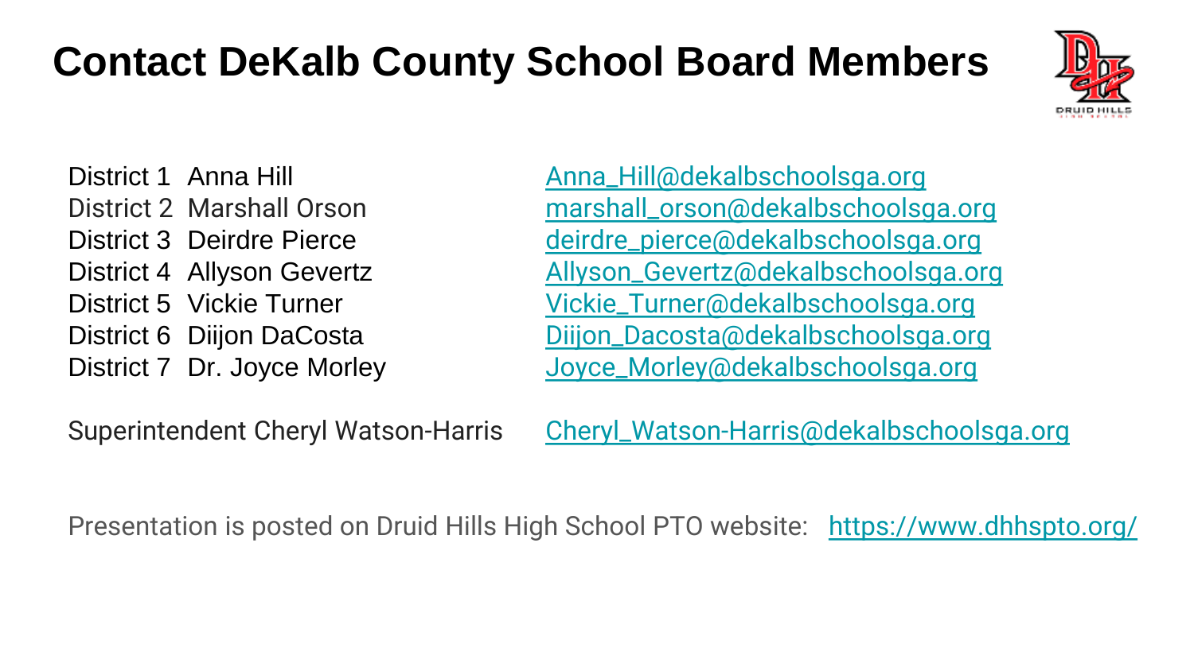# Contact DeKalb County School Board Members

| District | Name | Email |
| --- | --- | --- |
| District 1 | Anna Hill | Anna_Hill@dekalbschoolsga.org |
| District 2 | Marshall Orson | marshall_orson@dekalbschoolsga.org |
| District 3 | Deirdre Pierce | deirdre_pierce@dekalbschoolsga.org |
| District 4 | Allyson Gevertz | Allyson_Gevertz@dekalbschoolsga.org |
| District 5 | Vickie Turner | Vickie_Turner@dekalbschoolsga.org |
| District 6 | Diijon DaCosta | Diijon_Dacosta@dekalbschoolsga.org |
| District 7 | Dr. Joyce Morley | Joyce_Morley@dekalbschoolsga.org |

Superintendent Cheryl Watson-Harris   Cheryl_Watson-Harris@dekalbschoolsga.org

Presentation is posted on Druid Hills High School PTO website: https://www.dhhspto.org/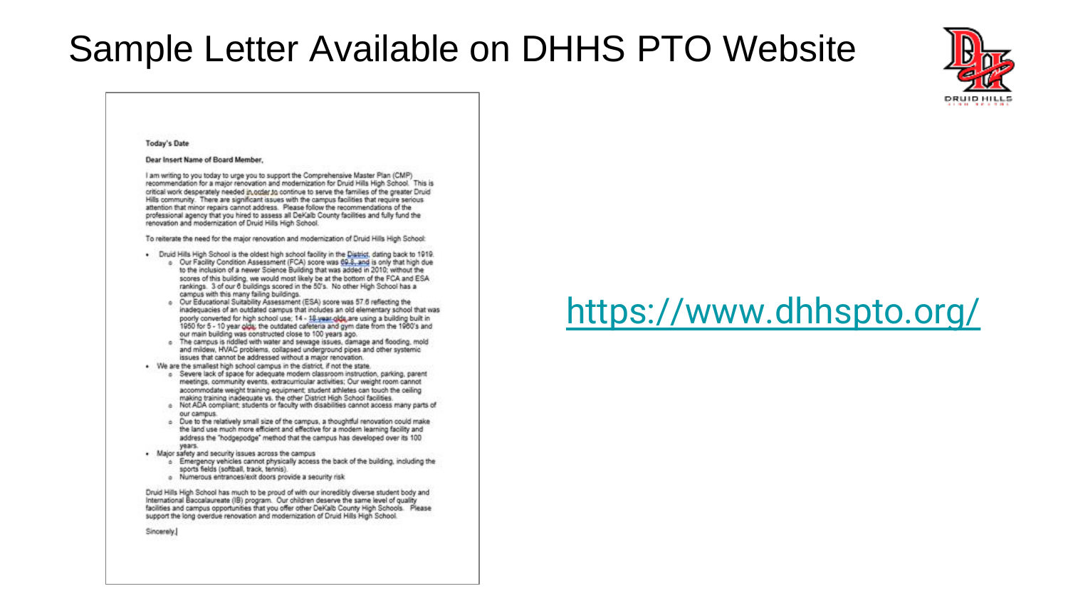# Sample Letter Available on DHHS PTO Website

Today's Date

Dear Insert Name of Board Member,

I am writing to you today to urge you to support the Comprehensive Master Plan (CMP) recommendation for a major renovation and modernization for Druid Hills High School. This is critical work desperately needed in order to continue to serve the families of the greater Druid Hills community. There are significant issues with the campus facilities that require serious attention that minor repairs cannot address. Please follow the recommendations of the professional agency that you hired to assess all DeKalb County facilities and fully fund the renovation and modernization of Druid Hills High School.

To reiterate the need for the major renovation and modernization of Druid Hills High School:

- Druid Hills High School is the oldest high school facility in the District, dating back to 1919.
  - Our Facility Condition Assessment (FCA) score was 69.8, and is only that high due to the inclusion of a newer Science Building that was added in 2010; without the scores of this building, we would most likely be at the bottom of the FCA and ESA rankings. 3 of our 6 buildings scored in the 50's. No other High School has a campus with this many failing buildings.
  - Our Educational Suitability Assessment (ESA) score was 57.6 reflecting the inadequacies of an outdated campus that includes an old elementary school that was poorly converted for high school use; 14 - 18 year olds are using a building built in 1950 for 5 - 10 year olds; the outdated cafeteria and gym date from the 1960's and our main building was constructed close to 100 years ago.
  - The campus is riddled with water and sewage issues, damage and flooding, mold and mildew, HVAC problems, collapsed underground pipes and other systemic issues that cannot be addressed without a major renovation.
- We are the smallest high school campus in the district, if not the state.
  - Severe lack of space for adequate modern classroom instruction, parking, parent meetings, community events, extracurricular activities; Our weight room cannot accommodate weight training equipment; student athletes can touch the ceiling making training inadequate vs. the other District High School facilities.
  - Not ADA compliant; students or faculty with disabilities cannot access many parts of our campus.
  - Due to the relatively small size of the campus, a thoughtful renovation could make the land use much more efficient and effective for a modern learning facility and address the "hodgepodge" method that the campus has developed over its 100 years.
- Major safety and security issues across the campus
  - Emergency vehicles cannot physically access the back of the building, including the sports fields (softball, track, tennis).
  - Numerous entrances/exit doors provide a security risk

Druid Hills High School has much to be proud of with our incredibly diverse student body and International Baccalaureate (IB) program. Our children deserve the same level of quality facilities and campus opportunities that you offer other DeKalb County High Schools. Please support the long overdue renovation and modernization of Druid Hills High School.

Sincerely,

https://www.dhhspto.org/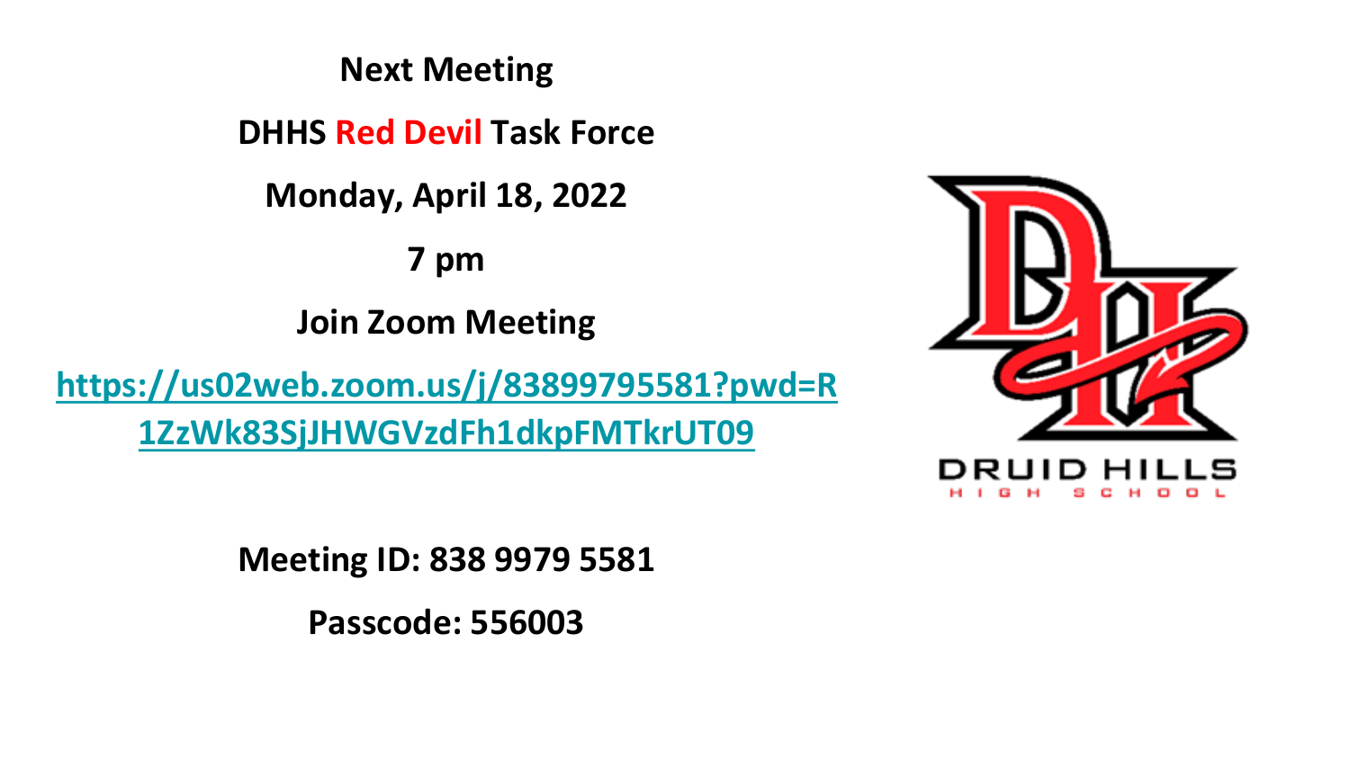**Next Meeting**

**DHHS Red Devil Task Force**

**Monday, April 18, 2022**

**7 pm**

**Join Zoom Meeting**

[https://us02web.zoom.us/j/83899795581?pwd=R1ZzWk83SjJHWGVzdFh1dkpFMTkrUT09](https://us02web.zoom.us/j/83899795581?pwd=R1ZzWk83SjJHWGVzdFh1dkpFMTkrUT09)

**Meeting ID: 838 9979 5581**

**Passcode: 556003**

DRUID HILLS

HIGH SCHOOL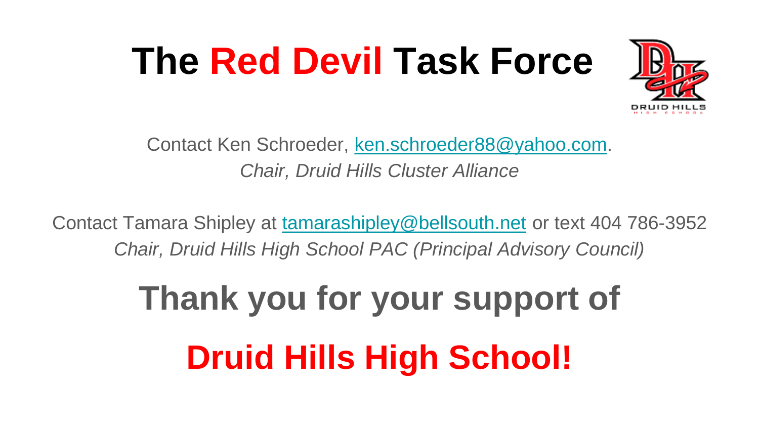# The Red Devil Task Force

Contact Ken Schroeder, ken.schroeder88@yahoo.com.
*Chair, Druid Hills Cluster Alliance*

Contact Tamara Shipley at tamarashipley@bellsouth.net or text 404 786-3952
*Chair, Druid Hills High School PAC (Principal Advisory Council)*

## Thank you for your support of

## Druid Hills High School!